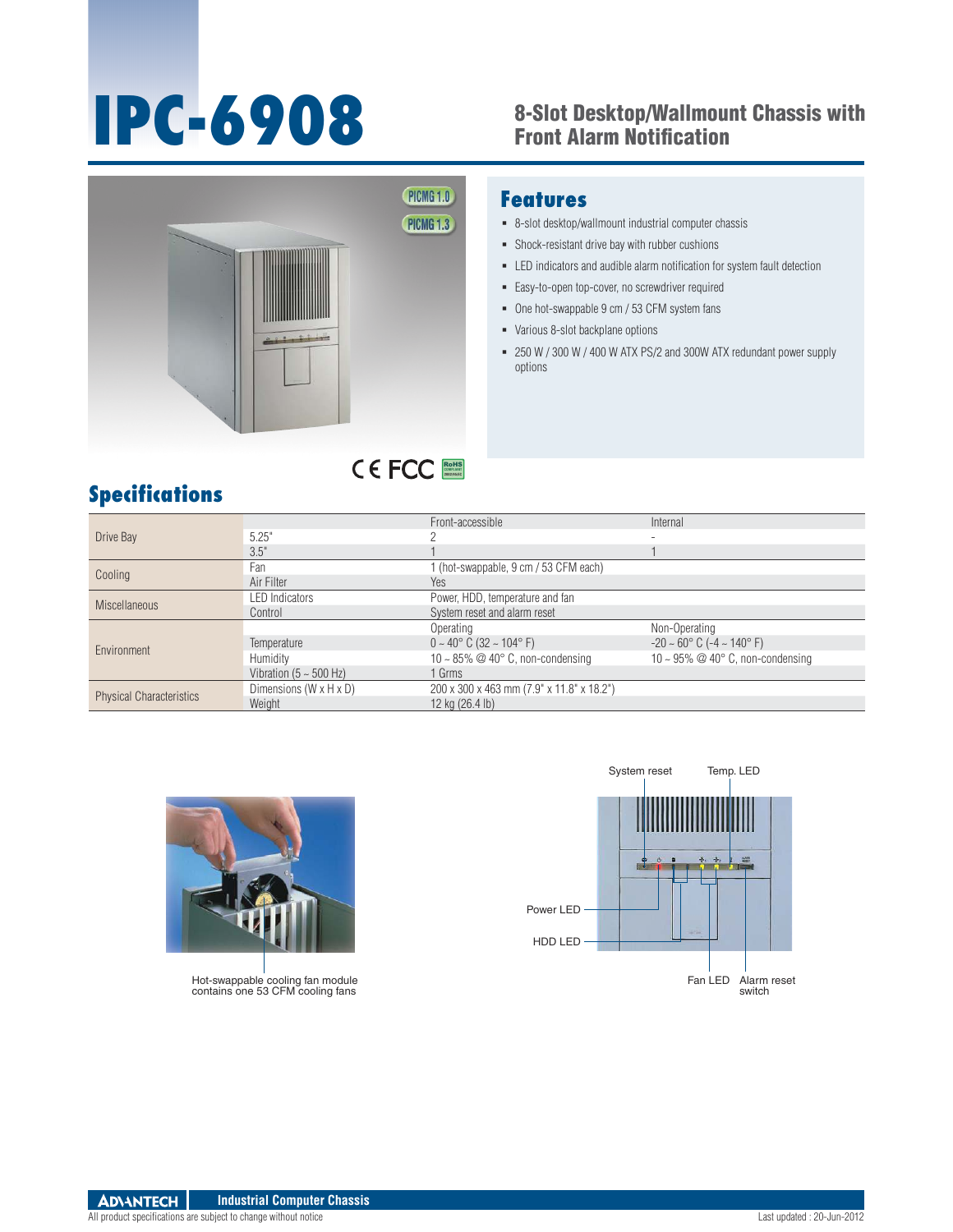# IPC-6908

## 8-Slot Desktop/Wallmount Chassis with Front Alarm Notification

PICMG 1.0

PICMG 1.3

## Features

- 8-slot desktop/wallmount industrial computer chassis
- Shock-resistant drive bay with rubber cushions
- LED indicators and audible alarm notification for system fault detection
- Easy-to-open top-cover, no screwdriver required
- One hot-swappable 9 cm / 53 CFM system fans
- Various 8-slot backplane options
- 250 W / 300 W / 400 W ATX PS/2 and 300W ATX redundant power supply options

CE FCC RoHS

## Specifications

| | | | |
|---|---|---|---|
| Drive Bay | | Front-accessible | Internal |
| | 5.25" | 2 | - |
| | 3.5" | 1 | 1 |
| Cooling | Fan | 1 (hot-swappable, 9 cm / 53 CFM each) | |
| | Air Filter | Yes | |
| Miscellaneous | LED Indicators | Power, HDD, temperature and fan | |
| | Control | System reset and alarm reset | |
| Environment | | Operating | Non-Operating |
| | Temperature | 0 ~ 40° C (32 ~ 104° F) | -20 ~ 60° C (-4 ~ 140° F) |
| | Humidity | 10 ~ 85% @ 40° C, non-condensing | 10 ~ 95% @ 40° C, non-condensing |
| | Vibration (5 ~ 500 Hz) | 1 Grms | |
| Physical Characteristics | Dimensions (W x H x D) | 200 x 300 x 463 mm (7.9" x 11.8" x 18.2") | |
| | Weight | 12 kg (26.4 lb) | |

Hot-swappable cooling fan module contains one 53 CFM cooling fans

System reset, Temp. LED, Power LED, HDD LED, Fan LED, Alarm reset switch

ADVANTECH Industrial Computer Chassis

All product specifications are subject to change without notice

Last updated : 20-Jun-2012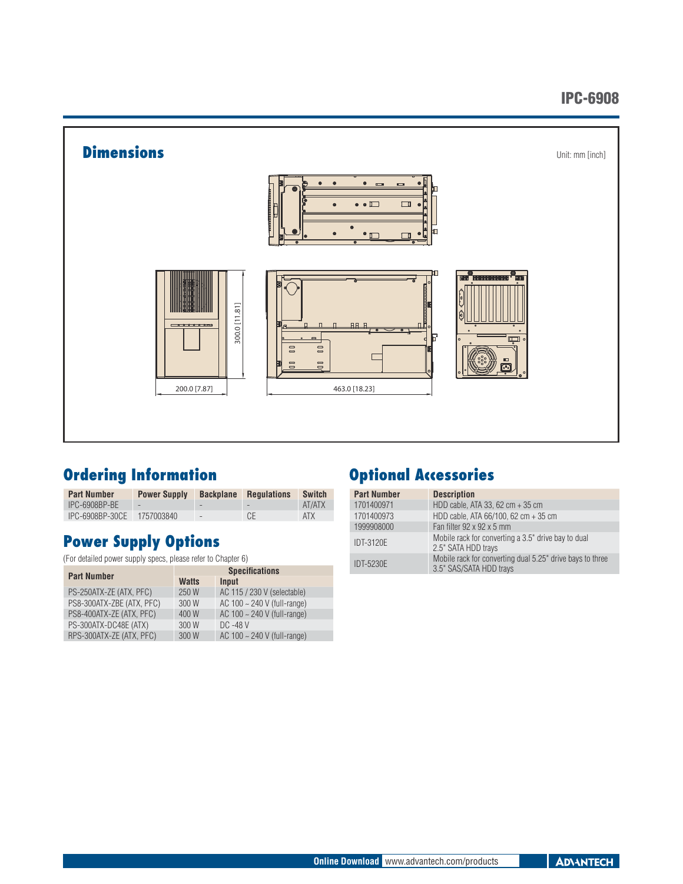## Dimensions

Unit: mm [inch]

300.0 [11.81]

200.0 [7.87]

463.0 [18.23]

## Ordering Information

| Part Number | Power Supply | Backplane | Regulations | Switch |
|---|---|---|---|---|
| IPC-6908BP-BE | - | - | - | AT/ATX |
| IPC-6908BP-30CE | 1757003840 | - | CE | ATX |

## Power Supply Options

(For detailed power supply specs, please refer to Chapter 6)

| Part Number | Specifications | |
|---|---|---|
| | Watts | Input |
| PS-250ATX-ZE (ATX, PFC) | 250 W | AC 115 / 230 V (selectable) |
| PS8-300ATX-ZBE (ATX, PFC) | 300 W | AC 100 ~ 240 V (full-range) |
| PS8-400ATX-ZE (ATX, PFC) | 400 W | AC 100 ~ 240 V (full-range) |
| PS-300ATX-DC48E (ATX) | 300 W | DC -48 V |
| RPS-300ATX-ZE (ATX, PFC) | 300 W | AC 100 ~ 240 V (full-range) |

## Optional Accessories

| Part Number | Description |
|---|---|
| 1701400971 | HDD cable, ATA 33, 62 cm + 35 cm |
| 1701400973 | HDD cable, ATA 66/100, 62 cm + 35 cm |
| 1999908000 | Fan filter 92 x 92 x 5 mm |
| IDT-3120E | Mobile rack for converting a 3.5" drive bay to dual 2.5" SATA HDD trays |
| IDT-5230E | Mobile rack for converting dual 5.25" drive bays to three 3.5" SAS/SATA HDD trays |